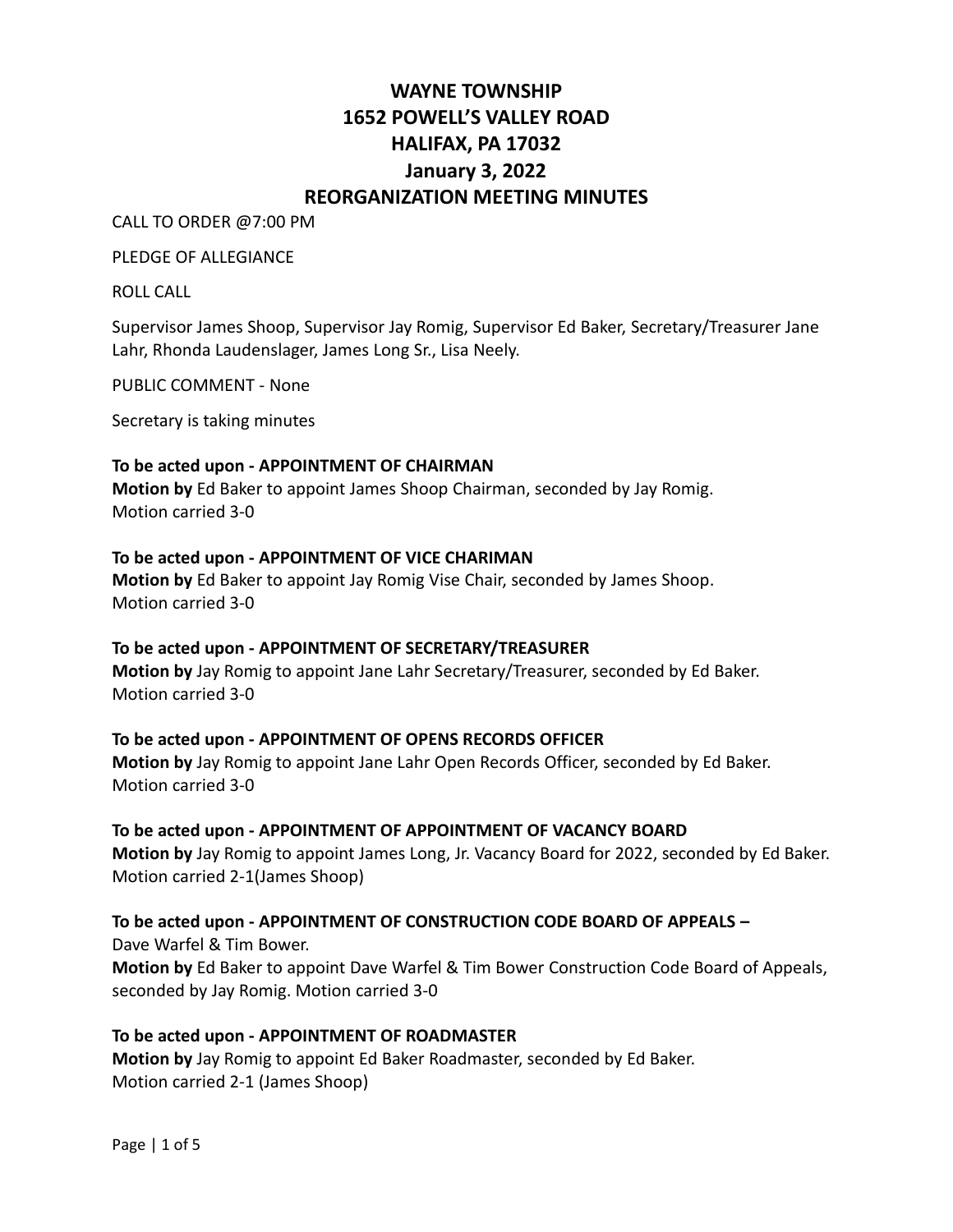# WAYNE TOWNSHIP
# 1652 POWELL'S VALLEY ROAD
# HALIFAX, PA 17032
# January 3, 2022
# REORGANIZATION MEETING MINUTES

CALL TO ORDER @7:00 PM

PLEDGE OF ALLEGIANCE

ROLL CALL

Supervisor James Shoop, Supervisor Jay Romig, Supervisor Ed Baker, Secretary/Treasurer Jane Lahr, Rhonda Laudenslager, James Long Sr., Lisa Neely.

PUBLIC COMMENT - None

Secretary is taking minutes

**To be acted upon - APPOINTMENT OF CHAIRMAN**
**Motion by** Ed Baker to appoint James Shoop Chairman, seconded by Jay Romig.
Motion carried 3-0

**To be acted upon - APPOINTMENT OF VICE CHARIMAN**
**Motion by** Ed Baker to appoint Jay Romig Vise Chair, seconded by James Shoop.
Motion carried 3-0

**To be acted upon - APPOINTMENT OF SECRETARY/TREASURER**
**Motion by** Jay Romig to appoint Jane Lahr Secretary/Treasurer, seconded by Ed Baker.
Motion carried 3-0

**To be acted upon - APPOINTMENT OF OPENS RECORDS OFFICER**
**Motion by** Jay Romig to appoint Jane Lahr Open Records Officer, seconded by Ed Baker.
Motion carried 3-0

**To be acted upon - APPOINTMENT OF APPOINTMENT OF VACANCY BOARD**
**Motion by** Jay Romig to appoint James Long, Jr. Vacancy Board for 2022, seconded by Ed Baker.
Motion carried 2-1(James Shoop)

**To be acted upon - APPOINTMENT OF CONSTRUCTION CODE BOARD OF APPEALS –**
Dave Warfel & Tim Bower.
**Motion by** Ed Baker to appoint Dave Warfel & Tim Bower Construction Code Board of Appeals, seconded by Jay Romig. Motion carried 3-0

**To be acted upon - APPOINTMENT OF ROADMASTER**
**Motion by** Jay Romig to appoint Ed Baker Roadmaster, seconded by Ed Baker.
Motion carried 2-1 (James Shoop)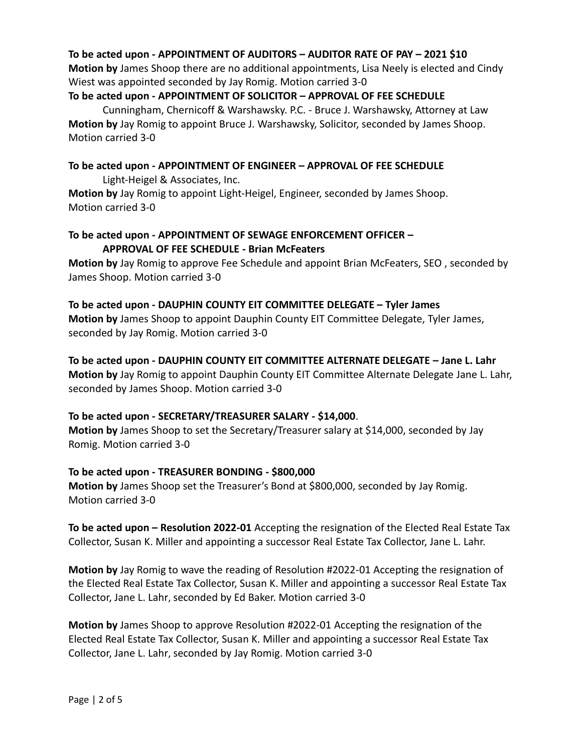**To be acted upon - APPOINTMENT OF AUDITORS – AUDITOR RATE OF PAY – 2021 $10**
**Motion by** James Shoop there are no additional appointments, Lisa Neely is elected and Cindy Wiest was appointed seconded by Jay Romig. Motion carried 3-0

**To be acted upon - APPOINTMENT OF SOLICITOR – APPROVAL OF FEE SCHEDULE**
Cunningham, Chernicoff & Warshawsky. P.C. - Bruce J. Warshawsky, Attorney at Law
**Motion by** Jay Romig to appoint Bruce J. Warshawsky, Solicitor, seconded by James Shoop. Motion carried 3-0

**To be acted upon - APPOINTMENT OF ENGINEER – APPROVAL OF FEE SCHEDULE**
Light-Heigel & Associates, Inc.
**Motion by** Jay Romig to appoint Light-Heigel, Engineer, seconded by James Shoop. Motion carried 3-0

**To be acted upon - APPOINTMENT OF SEWAGE ENFORCEMENT OFFICER – APPROVAL OF FEE SCHEDULE - Brian McFeaters**
**Motion by** Jay Romig to approve Fee Schedule and appoint Brian McFeaters, SEO , seconded by James Shoop. Motion carried 3-0

**To be acted upon - DAUPHIN COUNTY EIT COMMITTEE DELEGATE – Tyler James**
**Motion by** James Shoop to appoint Dauphin County EIT Committee Delegate, Tyler James, seconded by Jay Romig. Motion carried 3-0

**To be acted upon - DAUPHIN COUNTY EIT COMMITTEE ALTERNATE DELEGATE – Jane L. Lahr**
**Motion by** Jay Romig to appoint Dauphin County EIT Committee Alternate Delegate Jane L. Lahr, seconded by James Shoop. Motion carried 3-0

**To be acted upon - SECRETARY/TREASURER SALARY - $14,000**.
**Motion by** James Shoop to set the Secretary/Treasurer salary at $14,000, seconded by Jay Romig. Motion carried 3-0

**To be acted upon - TREASURER BONDING - $800,000**
**Motion by** James Shoop set the Treasurer's Bond at $800,000, seconded by Jay Romig. Motion carried 3-0

**To be acted upon – Resolution 2022-01** Accepting the resignation of the Elected Real Estate Tax Collector, Susan K. Miller and appointing a successor Real Estate Tax Collector, Jane L. Lahr.

**Motion by** Jay Romig to wave the reading of Resolution #2022-01 Accepting the resignation of the Elected Real Estate Tax Collector, Susan K. Miller and appointing a successor Real Estate Tax Collector, Jane L. Lahr, seconded by Ed Baker. Motion carried 3-0

**Motion by** James Shoop to approve Resolution #2022-01 Accepting the resignation of the Elected Real Estate Tax Collector, Susan K. Miller and appointing a successor Real Estate Tax Collector, Jane L. Lahr, seconded by Jay Romig. Motion carried 3-0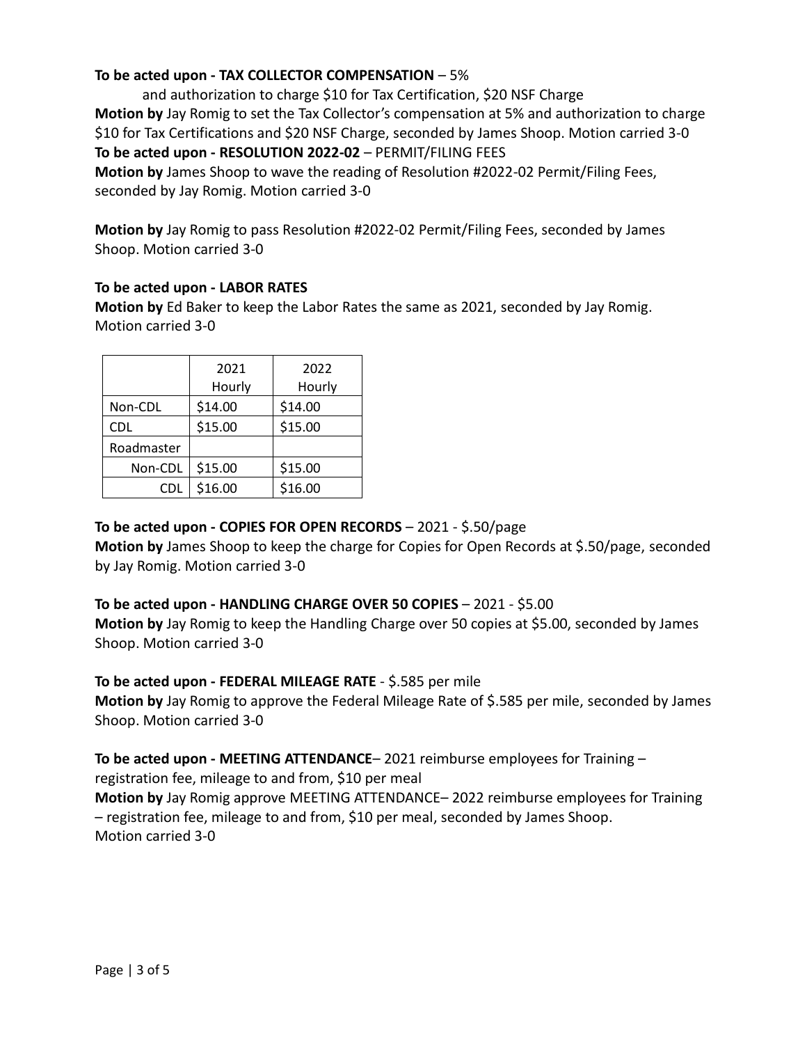**To be acted upon - TAX COLLECTOR COMPENSATION** – 5%

and authorization to charge $10 for Tax Certification, $20 NSF Charge

**Motion by** Jay Romig to set the Tax Collector's compensation at 5% and authorization to charge $10 for Tax Certifications and $20 NSF Charge, seconded by James Shoop. Motion carried 3-0

**To be acted upon - RESOLUTION 2022-02** – PERMIT/FILING FEES

**Motion by** James Shoop to wave the reading of Resolution #2022-02 Permit/Filing Fees, seconded by Jay Romig. Motion carried 3-0

**Motion by** Jay Romig to pass Resolution #2022-02 Permit/Filing Fees, seconded by James Shoop. Motion carried 3-0

**To be acted upon - LABOR RATES**

**Motion by** Ed Baker to keep the Labor Rates the same as 2021, seconded by Jay Romig. Motion carried 3-0

| | 2021 Hourly | 2022 Hourly |
|---|---|---|
| Non-CDL | $14.00 | $14.00 |
| CDL | $15.00 | $15.00 |
| Roadmaster | | |
| Non-CDL | $15.00 | $15.00 |
| CDL | $16.00 | $16.00 |

**To be acted upon - COPIES FOR OPEN RECORDS** – 2021 - $.50/page

**Motion by** James Shoop to keep the charge for Copies for Open Records at $.50/page, seconded by Jay Romig. Motion carried 3-0

**To be acted upon - HANDLING CHARGE OVER 50 COPIES** – 2021 - $5.00

**Motion by** Jay Romig to keep the Handling Charge over 50 copies at $5.00, seconded by James Shoop. Motion carried 3-0

**To be acted upon - FEDERAL MILEAGE RATE** - $.585 per mile

**Motion by** Jay Romig to approve the Federal Mileage Rate of $.585 per mile, seconded by James Shoop. Motion carried 3-0

**To be acted upon - MEETING ATTENDANCE**– 2021 reimburse employees for Training – registration fee, mileage to and from, $10 per meal

**Motion by** Jay Romig approve MEETING ATTENDANCE– 2022 reimburse employees for Training – registration fee, mileage to and from, $10 per meal, seconded by James Shoop. Motion carried 3-0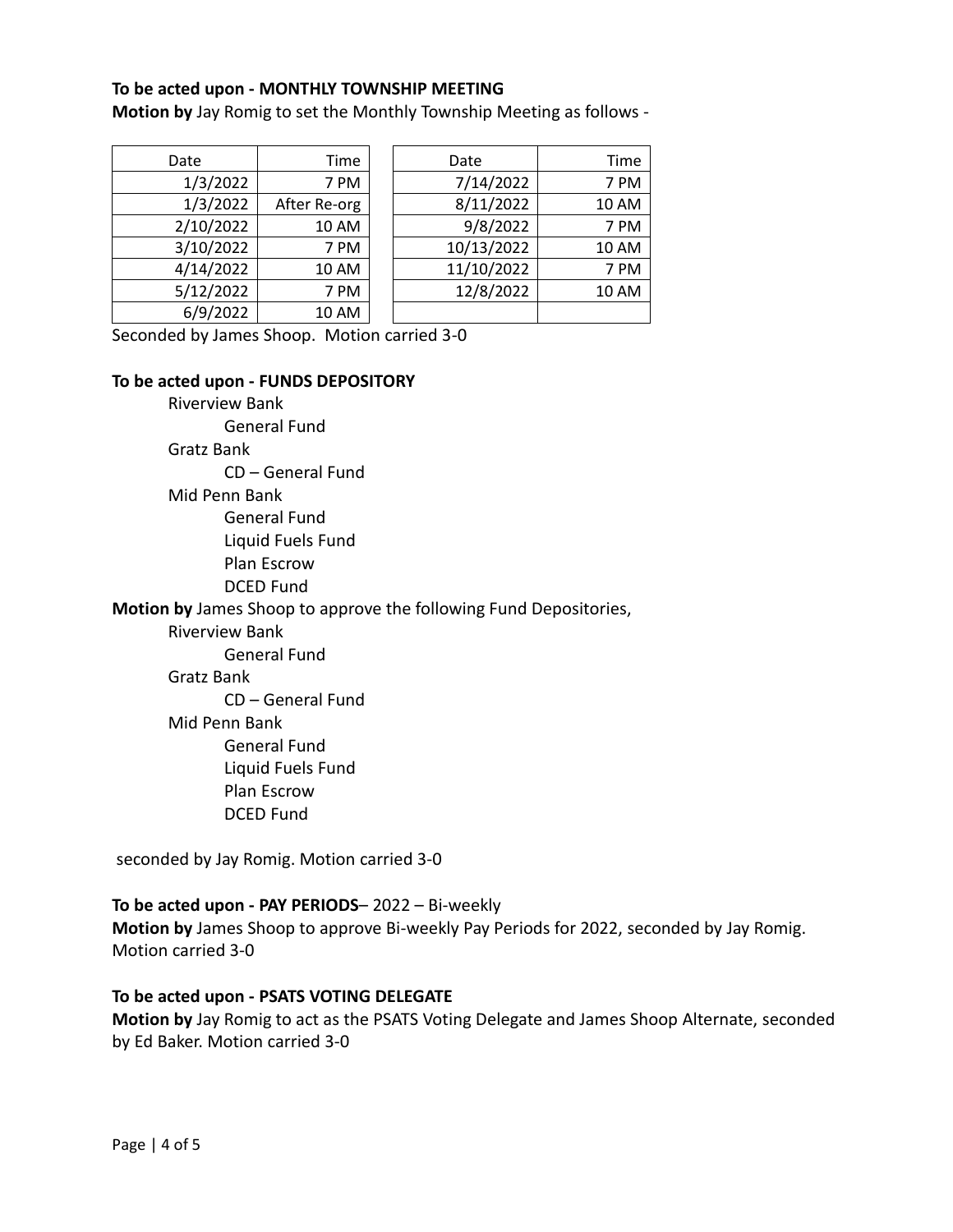**To be acted upon - MONTHLY TOWNSHIP MEETING**

**Motion by** Jay Romig to set the Monthly Township Meeting as follows -

| Date | Time |
|---|---|
| 1/3/2022 | 7 PM |
| 1/3/2022 | After Re-org |
| 2/10/2022 | 10 AM |
| 3/10/2022 | 7 PM |
| 4/14/2022 | 10 AM |
| 5/12/2022 | 7 PM |
| 6/9/2022 | 10 AM |

| Date | Time |
|---|---|
| 7/14/2022 | 7 PM |
| 8/11/2022 | 10 AM |
| 9/8/2022 | 7 PM |
| 10/13/2022 | 10 AM |
| 11/10/2022 | 7 PM |
| 12/8/2022 | 10 AM |
| | |

Seconded by James Shoop. Motion carried 3-0

**To be acted upon - FUNDS DEPOSITORY**

- Riverview Bank
  - General Fund
- Gratz Bank
  - CD – General Fund
- Mid Penn Bank
  - General Fund
  - Liquid Fuels Fund
  - Plan Escrow
  - DCED Fund

**Motion by** James Shoop to approve the following Fund Depositories,

- Riverview Bank
  - General Fund
- Gratz Bank
  - CD – General Fund
- Mid Penn Bank
  - General Fund
  - Liquid Fuels Fund
  - Plan Escrow
  - DCED Fund

seconded by Jay Romig. Motion carried 3-0

**To be acted upon - PAY PERIODS**– 2022 – Bi-weekly

**Motion by** James Shoop to approve Bi-weekly Pay Periods for 2022, seconded by Jay Romig. Motion carried 3-0

**To be acted upon - PSATS VOTING DELEGATE**

**Motion by** Jay Romig to act as the PSATS Voting Delegate and James Shoop Alternate, seconded by Ed Baker. Motion carried 3-0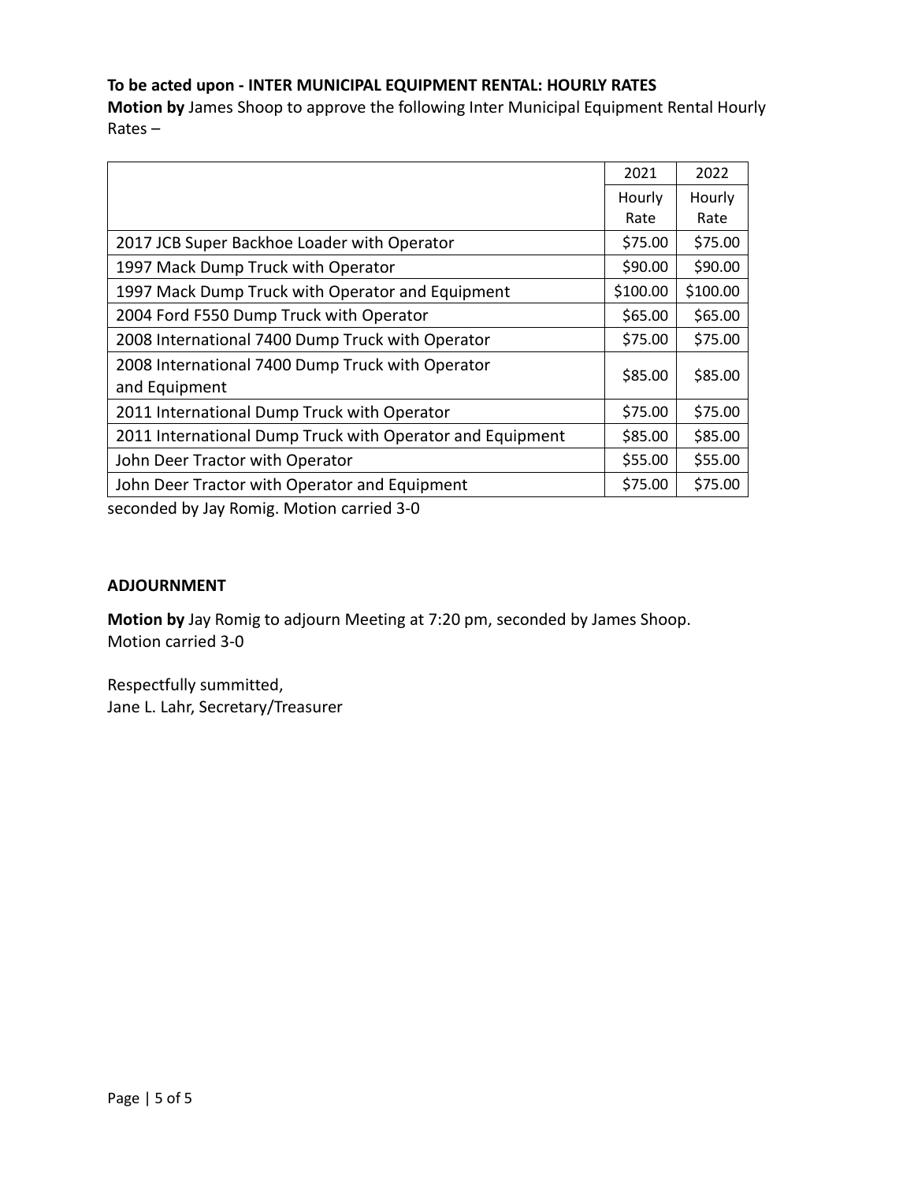**To be acted upon - INTER MUNICIPAL EQUIPMENT RENTAL: HOURLY RATES**

**Motion by** James Shoop to approve the following Inter Municipal Equipment Rental Hourly Rates –

| | 2021 Hourly Rate | 2022 Hourly Rate |
|---|---|---|
| 2017 JCB Super Backhoe Loader with Operator | $75.00 | $75.00 |
| 1997 Mack Dump Truck with Operator | $90.00 | $90.00 |
| 1997 Mack Dump Truck with Operator and Equipment | $100.00 | $100.00 |
| 2004 Ford F550 Dump Truck with Operator | $65.00 | $65.00 |
| 2008 International 7400 Dump Truck with Operator | $75.00 | $75.00 |
| 2008 International 7400 Dump Truck with Operator and Equipment | $85.00 | $85.00 |
| 2011 International Dump Truck with Operator | $75.00 | $75.00 |
| 2011 International Dump Truck with Operator and Equipment | $85.00 | $85.00 |
| John Deer Tractor with Operator | $55.00 | $55.00 |
| John Deer Tractor with Operator and Equipment | $75.00 | $75.00 |

seconded by Jay Romig. Motion carried 3-0

**ADJOURNMENT**

**Motion by** Jay Romig to adjourn Meeting at 7:20 pm, seconded by James Shoop. Motion carried 3-0

Respectfully summitted,
Jane L. Lahr, Secretary/Treasurer